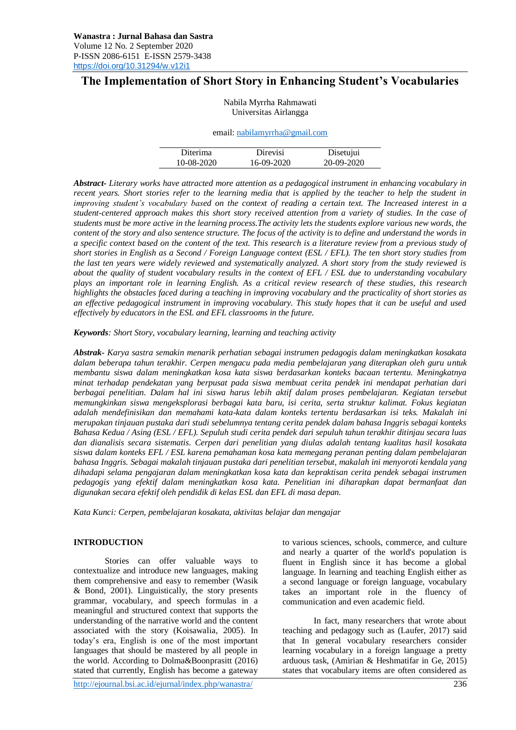**Wanastra : Jurnal Bahasa dan Sastra**
Volume 12 No. 2 September 2020
P-ISSN 2086-6151 E-ISSN 2579-3438
https://doi.org/10.31294/w.v12i1

# The Implementation of Short Story in Enhancing Student's Vocabularies

Nabila Myrrha Rahmawati
Universitas Airlangga

email: nabilamyrrha@gmail.com

| Diterima | Direvisi | Disetujui |
| --- | --- | --- |
| 10-08-2020 | 16-09-2020 | 20-09-2020 |

***Abstract-*** *Literary works have attracted more attention as a pedagogical instrument in enhancing vocabulary in recent years. Short stories refer to the learning media that is applied by the teacher to help the student in improving student's vocabulary based on the context of reading a certain text. The Increased interest in a student-centered approach makes this short story received attention from a variety of studies. In the case of students must be more active in the learning process.The activity lets the students explore various new words, the content of the story and also sentence structure. The focus of the activity is to define and understand the words in a specific context based on the content of the text. This research is a literature review from a previous study of short stories in English as a Second / Foreign Language context (ESL / EFL). The ten short story studies from the last ten years were widely reviewed and systematically analyzed. A short story from the study reviewed is about the quality of student vocabulary results in the context of EFL / ESL due to understanding vocabulary plays an important role in learning English. As a critical review research of these studies, this research highlights the obstacles faced during a teaching in improving vocabulary and the practicality of short stories as an effective pedagogical instrument in improving vocabulary. This study hopes that it can be useful and used effectively by educators in the ESL and EFL classrooms in the future.*

***Keywords****: Short Story, vocabulary learning, learning and teaching activity*

***Abstrak-*** *Karya sastra semakin menarik perhatian sebagai instrumen pedagogis dalam meningkatkan kosakata dalam beberapa tahun terakhir. Cerpen mengacu pada media pembelajaran yang diterapkan oleh guru untuk membantu siswa dalam meningkatkan kosa kata siswa berdasarkan konteks bacaan tertentu. Meningkatnya minat terhadap pendekatan yang berpusat pada siswa membuat cerita pendek ini mendapat perhatian dari berbagai penelitian. Dalam hal ini siswa harus lebih aktif dalam proses pembelajaran. Kegiatan tersebut memungkinkan siswa mengeksplorasi berbagai kata baru, isi cerita, serta struktur kalimat. Fokus kegiatan adalah mendefinisikan dan memahami kata-kata dalam konteks tertentu berdasarkan isi teks. Makalah ini merupakan tinjauan pustaka dari studi sebelumnya tentang cerita pendek dalam bahasa Inggris sebagai konteks Bahasa Kedua / Asing (ESL / EFL). Sepuluh studi cerita pendek dari sepuluh tahun terakhir ditinjau secara luas dan dianalisis secara sistematis. Cerpen dari penelitian yang diulas adalah tentang kualitas hasil kosakata siswa dalam konteks EFL / ESL karena pemahaman kosa kata memegang peranan penting dalam pembelajaran bahasa Inggris. Sebagai makalah tinjauan pustaka dari penelitian tersebut, makalah ini menyoroti kendala yang dihadapi selama pengajaran dalam meningkatkan kosa kata dan kepraktisan cerita pendek sebagai instrumen pedagogis yang efektif dalam meningkatkan kosa kata. Penelitian ini diharapkan dapat bermanfaat dan digunakan secara efektif oleh pendidik di kelas ESL dan EFL di masa depan.*

*Kata Kunci: Cerpen, pembelajaran kosakata, aktivitas belajar dan mengajar*

## INTRODUCTION

Stories can offer valuable ways to contextualize and introduce new languages, making them comprehensive and easy to remember (Wasik & Bond, 2001). Linguistically, the story presents grammar, vocabulary, and speech formulas in a meaningful and structured context that supports the understanding of the narrative world and the content associated with the story (Koisawalia, 2005). In today's era, English is one of the most important languages that should be mastered by all people in the world. According to Dolma&Boonprasitt (2016) stated that currently, English has become a gateway to various sciences, schools, commerce, and culture and nearly a quarter of the world's population is fluent in English since it has become a global language. In learning and teaching English either as a second language or foreign language, vocabulary takes an important role in the fluency of communication and even academic field.

In fact, many researchers that wrote about teaching and pedagogy such as (Laufer, 2017) said that In general vocabulary researchers consider learning vocabulary in a foreign language a pretty arduous task, (Amirian & Heshmatifar in Ge, 2015) states that vocabulary items are often considered as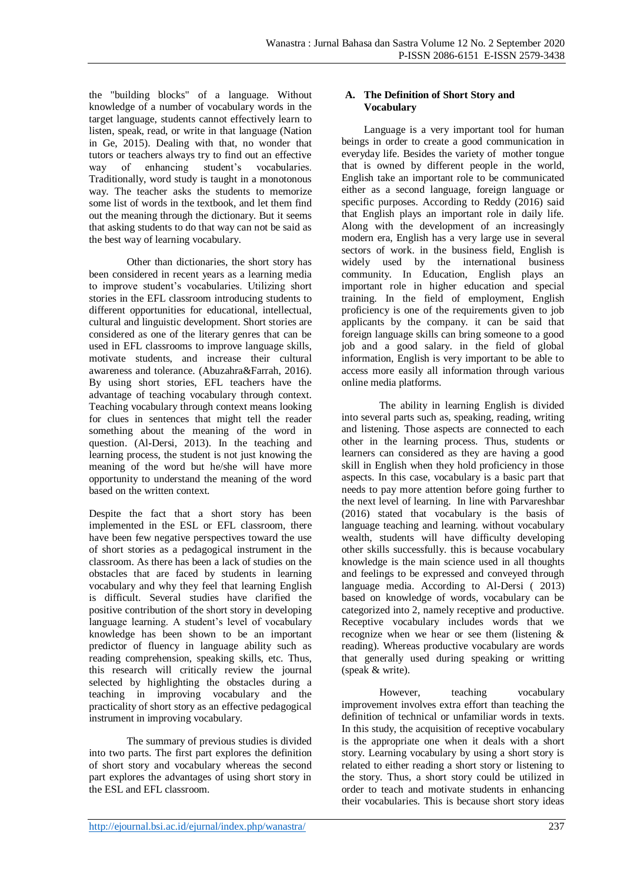the "building blocks" of a language. Without knowledge of a number of vocabulary words in the target language, students cannot effectively learn to listen, speak, read, or write in that language (Nation in Ge, 2015). Dealing with that, no wonder that tutors or teachers always try to find out an effective way of enhancing student's vocabularies. Traditionally, word study is taught in a monotonous way. The teacher asks the students to memorize some list of words in the textbook, and let them find out the meaning through the dictionary. But it seems that asking students to do that way can not be said as the best way of learning vocabulary.

Other than dictionaries, the short story has been considered in recent years as a learning media to improve student's vocabularies. Utilizing short stories in the EFL classroom introducing students to different opportunities for educational, intellectual, cultural and linguistic development. Short stories are considered as one of the literary genres that can be used in EFL classrooms to improve language skills, motivate students, and increase their cultural awareness and tolerance. (Abuzahra&Farrah, 2016). By using short stories, EFL teachers have the advantage of teaching vocabulary through context. Teaching vocabulary through context means looking for clues in sentences that might tell the reader something about the meaning of the word in question. (Al-Dersi, 2013). In the teaching and learning process, the student is not just knowing the meaning of the word but he/she will have more opportunity to understand the meaning of the word based on the written context.

Despite the fact that a short story has been implemented in the ESL or EFL classroom, there have been few negative perspectives toward the use of short stories as a pedagogical instrument in the classroom. As there has been a lack of studies on the obstacles that are faced by students in learning vocabulary and why they feel that learning English is difficult. Several studies have clarified the positive contribution of the short story in developing language learning. A student's level of vocabulary knowledge has been shown to be an important predictor of fluency in language ability such as reading comprehension, speaking skills, etc. Thus, this research will critically review the journal selected by highlighting the obstacles during a teaching in improving vocabulary and the practicality of short story as an effective pedagogical instrument in improving vocabulary.

The summary of previous studies is divided into two parts. The first part explores the definition of short story and vocabulary whereas the second part explores the advantages of using short story in the ESL and EFL classroom.

## A. The Definition of Short Story and Vocabulary

Language is a very important tool for human beings in order to create a good communication in everyday life. Besides the variety of mother tongue that is owned by different people in the world, English take an important role to be communicated either as a second language, foreign language or specific purposes. According to Reddy (2016) said that English plays an important role in daily life. Along with the development of an increasingly modern era, English has a very large use in several sectors of work. in the business field, English is widely used by the international business community. In Education, English plays an important role in higher education and special training. In the field of employment, English proficiency is one of the requirements given to job applicants by the company. it can be said that foreign language skills can bring someone to a good job and a good salary. in the field of global information, English is very important to be able to access more easily all information through various online media platforms.

The ability in learning English is divided into several parts such as, speaking, reading, writing and listening. Those aspects are connected to each other in the learning process. Thus, students or learners can considered as they are having a good skill in English when they hold proficiency in those aspects. In this case, vocabulary is a basic part that needs to pay more attention before going further to the next level of learning. In line with Parvareshbar (2016) stated that vocabulary is the basis of language teaching and learning. without vocabulary wealth, students will have difficulty developing other skills successfully. this is because vocabulary knowledge is the main science used in all thoughts and feelings to be expressed and conveyed through language media. According to Al-Dersi ( 2013) based on knowledge of words, vocabulary can be categorized into 2, namely receptive and productive. Receptive vocabulary includes words that we recognize when we hear or see them (listening & reading). Whereas productive vocabulary are words that generally used during speaking or writting (speak & write).

However, teaching vocabulary improvement involves extra effort than teaching the definition of technical or unfamiliar words in texts. In this study, the acquisition of receptive vocabulary is the appropriate one when it deals with a short story. Learning vocabulary by using a short story is related to either reading a short story or listening to the story. Thus, a short story could be utilized in order to teach and motivate students in enhancing their vocabularies. This is because short story ideas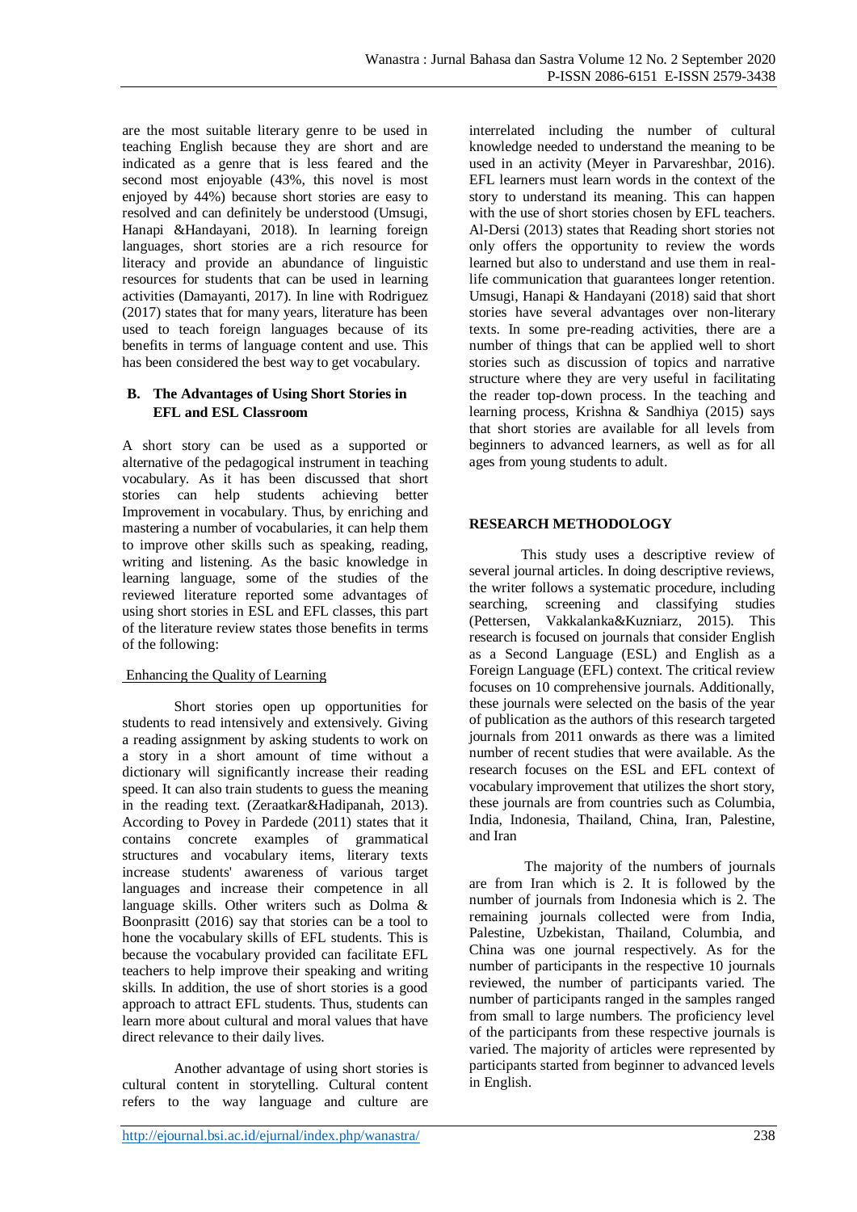are the most suitable literary genre to be used in teaching English because they are short and are indicated as a genre that is less feared and the second most enjoyable (43%, this novel is most enjoyed by 44%) because short stories are easy to resolved and can definitely be understood (Umsugi, Hanapi &Handayani, 2018). In learning foreign languages, short stories are a rich resource for literacy and provide an abundance of linguistic resources for students that can be used in learning activities (Damayanti, 2017). In line with Rodriguez (2017) states that for many years, literature has been used to teach foreign languages because of its benefits in terms of language content and use. This has been considered the best way to get vocabulary.

### B. The Advantages of Using Short Stories in EFL and ESL Classroom

A short story can be used as a supported or alternative of the pedagogical instrument in teaching vocabulary. As it has been discussed that short stories can help students achieving better Improvement in vocabulary. Thus, by enriching and mastering a number of vocabularies, it can help them to improve other skills such as speaking, reading, writing and listening. As the basic knowledge in learning language, some of the studies of the reviewed literature reported some advantages of using short stories in ESL and EFL classes, this part of the literature review states those benefits in terms of the following:

Enhancing the Quality of Learning

Short stories open up opportunities for students to read intensively and extensively. Giving a reading assignment by asking students to work on a story in a short amount of time without a dictionary will significantly increase their reading speed. It can also train students to guess the meaning in the reading text. (Zeraatkar&Hadipanah, 2013). According to Povey in Pardede (2011) states that it contains concrete examples of grammatical structures and vocabulary items, literary texts increase students' awareness of various target languages and increase their competence in all language skills. Other writers such as Dolma & Boonprasitt (2016) say that stories can be a tool to hone the vocabulary skills of EFL students. This is because the vocabulary provided can facilitate EFL teachers to help improve their speaking and writing skills. In addition, the use of short stories is a good approach to attract EFL students. Thus, students can learn more about cultural and moral values that have direct relevance to their daily lives.

Another advantage of using short stories is cultural content in storytelling. Cultural content refers to the way language and culture are interrelated including the number of cultural knowledge needed to understand the meaning to be used in an activity (Meyer in Parvareshbar, 2016). EFL learners must learn words in the context of the story to understand its meaning. This can happen with the use of short stories chosen by EFL teachers. Al-Dersi (2013) states that Reading short stories not only offers the opportunity to review the words learned but also to understand and use them in real-life communication that guarantees longer retention. Umsugi, Hanapi & Handayani (2018) said that short stories have several advantages over non-literary texts. In some pre-reading activities, there are a number of things that can be applied well to short stories such as discussion of topics and narrative structure where they are very useful in facilitating the reader top-down process. In the teaching and learning process, Krishna & Sandhiya (2015) says that short stories are available for all levels from beginners to advanced learners, as well as for all ages from young students to adult.

## RESEARCH METHODOLOGY

This study uses a descriptive review of several journal articles. In doing descriptive reviews, the writer follows a systematic procedure, including searching, screening and classifying studies (Pettersen, Vakkalanka&Kuzniarz, 2015). This research is focused on journals that consider English as a Second Language (ESL) and English as a Foreign Language (EFL) context. The critical review focuses on 10 comprehensive journals. Additionally, these journals were selected on the basis of the year of publication as the authors of this research targeted journals from 2011 onwards as there was a limited number of recent studies that were available. As the research focuses on the ESL and EFL context of vocabulary improvement that utilizes the short story, these journals are from countries such as Columbia, India, Indonesia, Thailand, China, Iran, Palestine, and Iran

The majority of the numbers of journals are from Iran which is 2. It is followed by the number of journals from Indonesia which is 2. The remaining journals collected were from India, Palestine, Uzbekistan, Thailand, Columbia, and China was one journal respectively. As for the number of participants in the respective 10 journals reviewed, the number of participants varied. The number of participants ranged in the samples ranged from small to large numbers. The proficiency level of the participants from these respective journals is varied. The majority of articles were represented by participants started from beginner to advanced levels in English.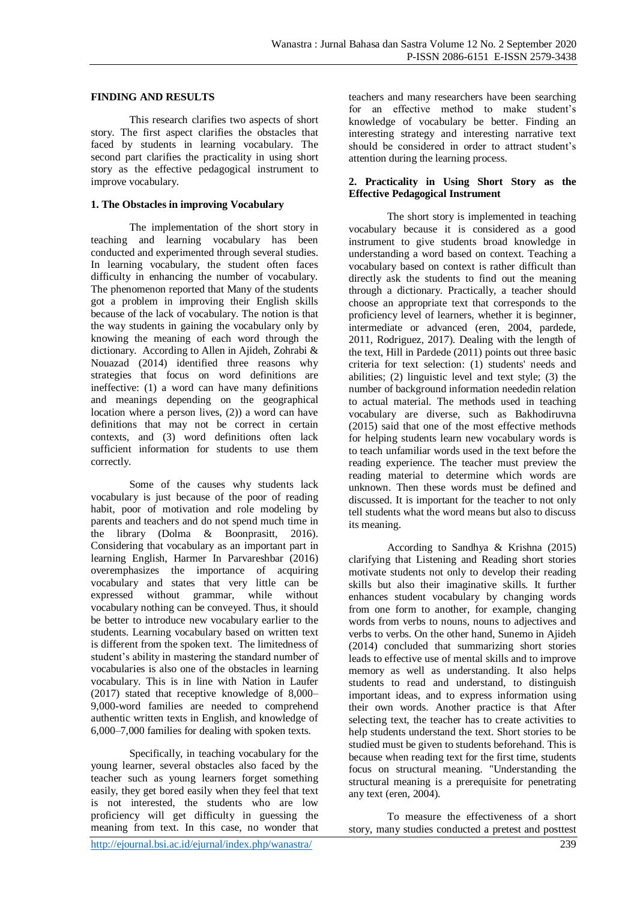## FINDING AND RESULTS

This research clarifies two aspects of short story. The first aspect clarifies the obstacles that faced by students in learning vocabulary. The second part clarifies the practicality in using short story as the effective pedagogical instrument to improve vocabulary.

### 1. The Obstacles in improving Vocabulary

The implementation of the short story in teaching and learning vocabulary has been conducted and experimented through several studies. In learning vocabulary, the student often faces difficulty in enhancing the number of vocabulary. The phenomenon reported that Many of the students got a problem in improving their English skills because of the lack of vocabulary. The notion is that the way students in gaining the vocabulary only by knowing the meaning of each word through the dictionary. According to Allen in Ajideh, Zohrabi & Nouazad (2014) identified three reasons why strategies that focus on word definitions are ineffective: (1) a word can have many definitions and meanings depending on the geographical location where a person lives, (2)) a word can have definitions that may not be correct in certain contexts, and (3) word definitions often lack sufficient information for students to use them correctly.

Some of the causes why students lack vocabulary is just because of the poor of reading habit, poor of motivation and role modeling by parents and teachers and do not spend much time in the library (Dolma & Boonprasitt, 2016). Considering that vocabulary as an important part in learning English, Harmer In Parvareshbar (2016) overemphasizes the importance of acquiring vocabulary and states that very little can be expressed without grammar, while without vocabulary nothing can be conveyed. Thus, it should be better to introduce new vocabulary earlier to the students. Learning vocabulary based on written text is different from the spoken text. The limitedness of student's ability in mastering the standard number of vocabularies is also one of the obstacles in learning vocabulary. This is in line with Nation in Laufer (2017) stated that receptive knowledge of 8,000–9,000-word families are needed to comprehend authentic written texts in English, and knowledge of 6,000–7,000 families for dealing with spoken texts.

Specifically, in teaching vocabulary for the young learner, several obstacles also faced by the teacher such as young learners forget something easily, they get bored easily when they feel that text is not interested, the students who are low proficiency will get difficulty in guessing the meaning from text. In this case, no wonder that teachers and many researchers have been searching for an effective method to make student's knowledge of vocabulary be better. Finding an interesting strategy and interesting narrative text should be considered in order to attract student's attention during the learning process.

### 2. Practicality in Using Short Story as the Effective Pedagogical Instrument

The short story is implemented in teaching vocabulary because it is considered as a good instrument to give students broad knowledge in understanding a word based on context. Teaching a vocabulary based on context is rather difficult than directly ask the students to find out the meaning through a dictionary. Practically, a teacher should choose an appropriate text that corresponds to the proficiency level of learners, whether it is beginner, intermediate or advanced (eren, 2004, pardede, 2011, Rodriguez, 2017). Dealing with the length of the text, Hill in Pardede (2011) points out three basic criteria for text selection: (1) students' needs and abilities; (2) linguistic level and text style; (3) the number of background information neededin relation to actual material. The methods used in teaching vocabulary are diverse, such as Bakhodiruvna (2015) said that one of the most effective methods for helping students learn new vocabulary words is to teach unfamiliar words used in the text before the reading experience. The teacher must preview the reading material to determine which words are unknown. Then these words must be defined and discussed. It is important for the teacher to not only tell students what the word means but also to discuss its meaning.

According to Sandhya & Krishna (2015) clarifying that Listening and Reading short stories motivate students not only to develop their reading skills but also their imaginative skills. It further enhances student vocabulary by changing words from one form to another, for example, changing words from verbs to nouns, nouns to adjectives and verbs to verbs. On the other hand, Sunemo in Ajideh (2014) concluded that summarizing short stories leads to effective use of mental skills and to improve memory as well as understanding. It also helps students to read and understand, to distinguish important ideas, and to express information using their own words. Another practice is that After selecting text, the teacher has to create activities to help students understand the text. Short stories to be studied must be given to students beforehand. This is because when reading text for the first time, students focus on structural meaning. "Understanding the structural meaning is a prerequisite for penetrating any text (eren, 2004).

To measure the effectiveness of a short story, many studies conducted a pretest and posttest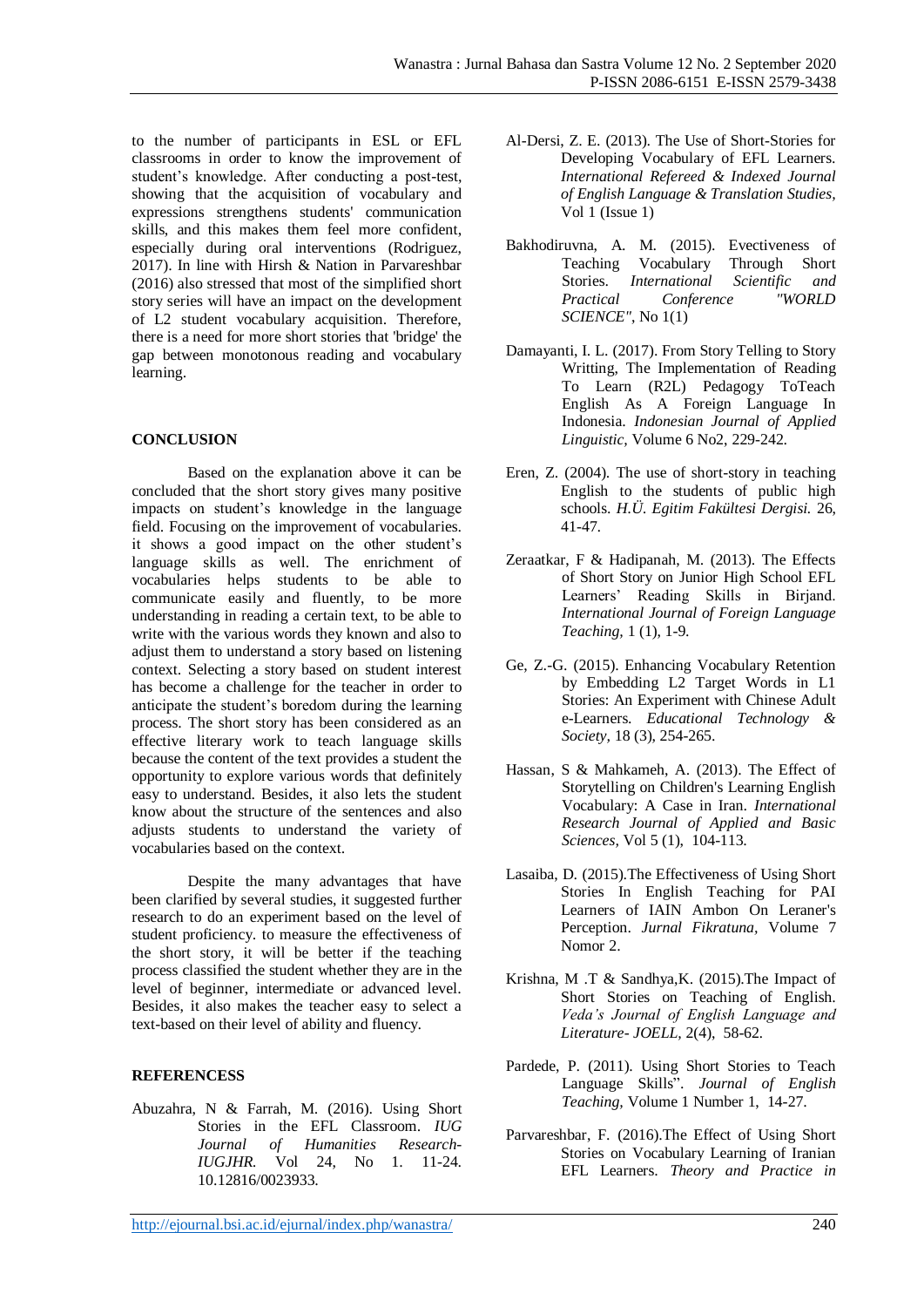to the number of participants in ESL or EFL classrooms in order to know the improvement of student's knowledge. After conducting a post-test, showing that the acquisition of vocabulary and expressions strengthens students' communication skills, and this makes them feel more confident, especially during oral interventions (Rodriguez, 2017). In line with Hirsh & Nation in Parvareshbar (2016) also stressed that most of the simplified short story series will have an impact on the development of L2 student vocabulary acquisition. Therefore, there is a need for more short stories that 'bridge' the gap between monotonous reading and vocabulary learning.

## CONCLUSION

Based on the explanation above it can be concluded that the short story gives many positive impacts on student's knowledge in the language field. Focusing on the improvement of vocabularies. it shows a good impact on the other student's language skills as well. The enrichment of vocabularies helps students to be able to communicate easily and fluently, to be more understanding in reading a certain text, to be able to write with the various words they known and also to adjust them to understand a story based on listening context. Selecting a story based on student interest has become a challenge for the teacher in order to anticipate the student's boredom during the learning process. The short story has been considered as an effective literary work to teach language skills because the content of the text provides a student the opportunity to explore various words that definitely easy to understand. Besides, it also lets the student know about the structure of the sentences and also adjusts students to understand the variety of vocabularies based on the context.

Despite the many advantages that have been clarified by several studies, it suggested further research to do an experiment based on the level of student proficiency. to measure the effectiveness of the short story, it will be better if the teaching process classified the student whether they are in the level of beginner, intermediate or advanced level. Besides, it also makes the teacher easy to select a text-based on their level of ability and fluency.

## REFERENCESS

Abuzahra, N & Farrah, M. (2016). Using Short Stories in the EFL Classroom. *IUG Journal of Humanities Research-IUGJHR.* Vol 24, No 1. 11-24. 10.12816/0023933.

Al-Dersi, Z. E. (2013). The Use of Short-Stories for Developing Vocabulary of EFL Learners. *International Refereed & Indexed Journal of English Language & Translation Studies,* Vol 1 (Issue 1)

Bakhodiruvna, A. M. (2015). Evectiveness of Teaching Vocabulary Through Short Stories. *International Scientific and Practical Conference "WORLD SCIENCE",* No 1(1)

Damayanti, I. L. (2017). From Story Telling to Story Writting, The Implementation of Reading To Learn (R2L) Pedagogy ToTeach English As A Foreign Language In Indonesia. *Indonesian Journal of Applied Linguistic,* Volume 6 No2, 229-242.

Eren, Z. (2004). The use of short-story in teaching English to the students of public high schools. *H.Ü. Egitim Fakültesi Dergisi.* 26, 41-47.

Zeraatkar, F & Hadipanah, M. (2013). The Effects of Short Story on Junior High School EFL Learners' Reading Skills in Birjand. *International Journal of Foreign Language Teaching,* 1 (1), 1-9.

Ge, Z.-G. (2015). Enhancing Vocabulary Retention by Embedding L2 Target Words in L1 Stories: An Experiment with Chinese Adult e-Learners. *Educational Technology & Society,* 18 (3), 254-265.

Hassan, S & Mahkameh, A. (2013). The Effect of Storytelling on Children's Learning English Vocabulary: A Case in Iran. *International Research Journal of Applied and Basic Sciences,* Vol 5 (1), 104-113.

Lasaiba, D. (2015).The Effectiveness of Using Short Stories In English Teaching for PAI Learners of IAIN Ambon On Leraner's Perception. *Jurnal Fikratuna,* Volume 7 Nomor 2.

Krishna, M .T & Sandhya,K. (2015).The Impact of Short Stories on Teaching of English. *Veda's Journal of English Language and Literature- JOELL,* 2(4), 58-62.

Pardede, P. (2011). Using Short Stories to Teach Language Skills". *Journal of English Teaching,* Volume 1 Number 1, 14-27.

Parvareshbar, F. (2016).The Effect of Using Short Stories on Vocabulary Learning of Iranian EFL Learners. *Theory and Practice in*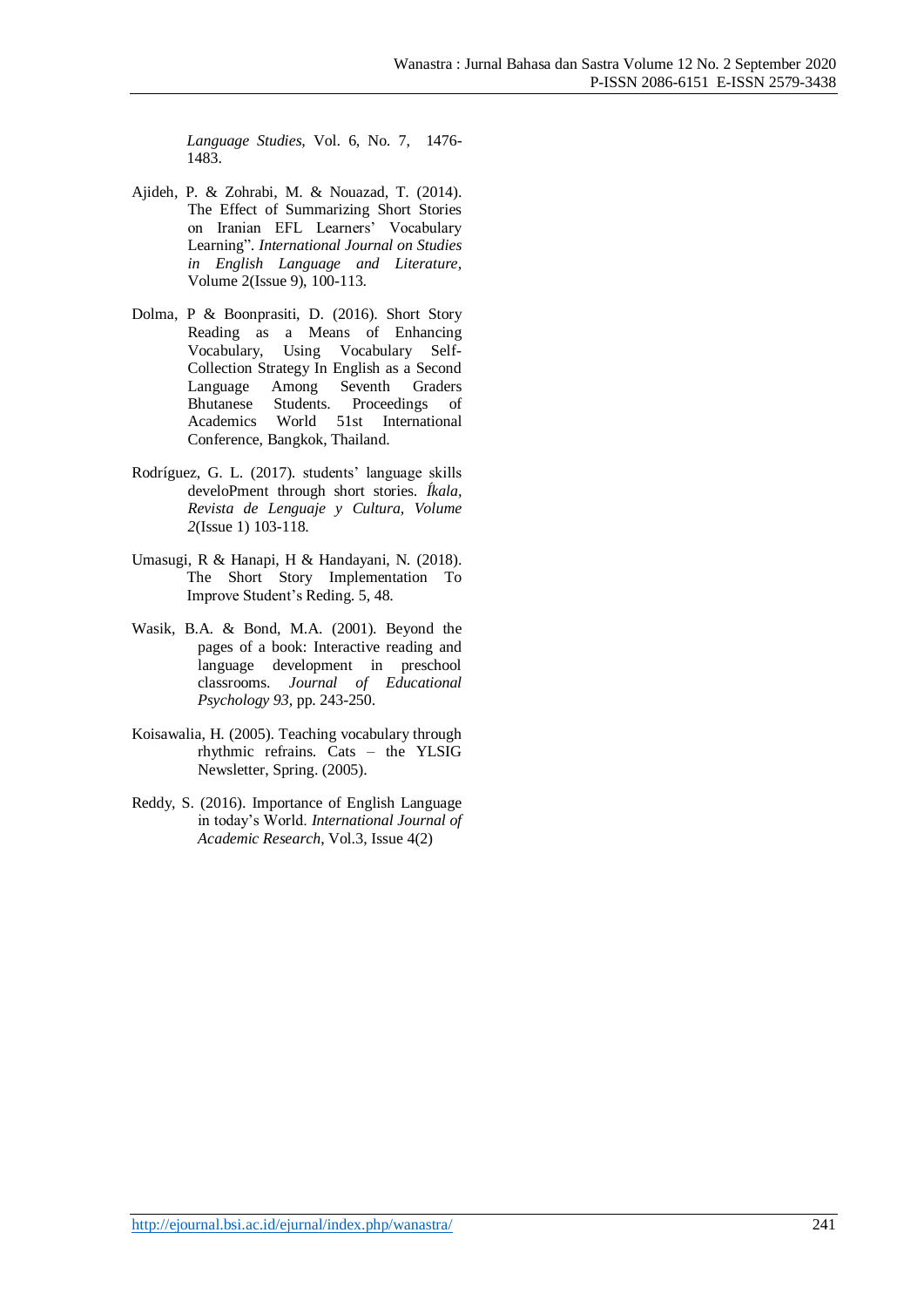*Language Studies*, Vol. 6, No. 7, 1476-1483.

Ajideh, P. & Zohrabi, M. & Nouazad, T. (2014). The Effect of Summarizing Short Stories on Iranian EFL Learners' Vocabulary Learning". *International Journal on Studies in English Language and Literature*, Volume 2(Issue 9), 100-113.

Dolma, P & Boonprasiti, D. (2016). Short Story Reading as a Means of Enhancing Vocabulary, Using Vocabulary Self-Collection Strategy In English as a Second Language Among Seventh Graders Bhutanese Students. Proceedings of Academics World 51st International Conference, Bangkok, Thailand.

Rodríguez, G. L. (2017). students' language skills develoPment through short stories. *Íkala, Revista de Lenguaje y Cultura, Volume 2*(Issue 1) 103-118.

Umasugi, R & Hanapi, H & Handayani, N. (2018). The Short Story Implementation To Improve Student's Reding. 5, 48.

Wasik, B.A. & Bond, M.A. (2001). Beyond the pages of a book: Interactive reading and language development in preschool classrooms. *Journal of Educational Psychology 93*, pp. 243-250.

Koisawalia, H. (2005). Teaching vocabulary through rhythmic refrains. Cats – the YLSIG Newsletter, Spring. (2005).

Reddy, S. (2016). Importance of English Language in today's World. *International Journal of Academic Research*, Vol.3, Issue 4(2)